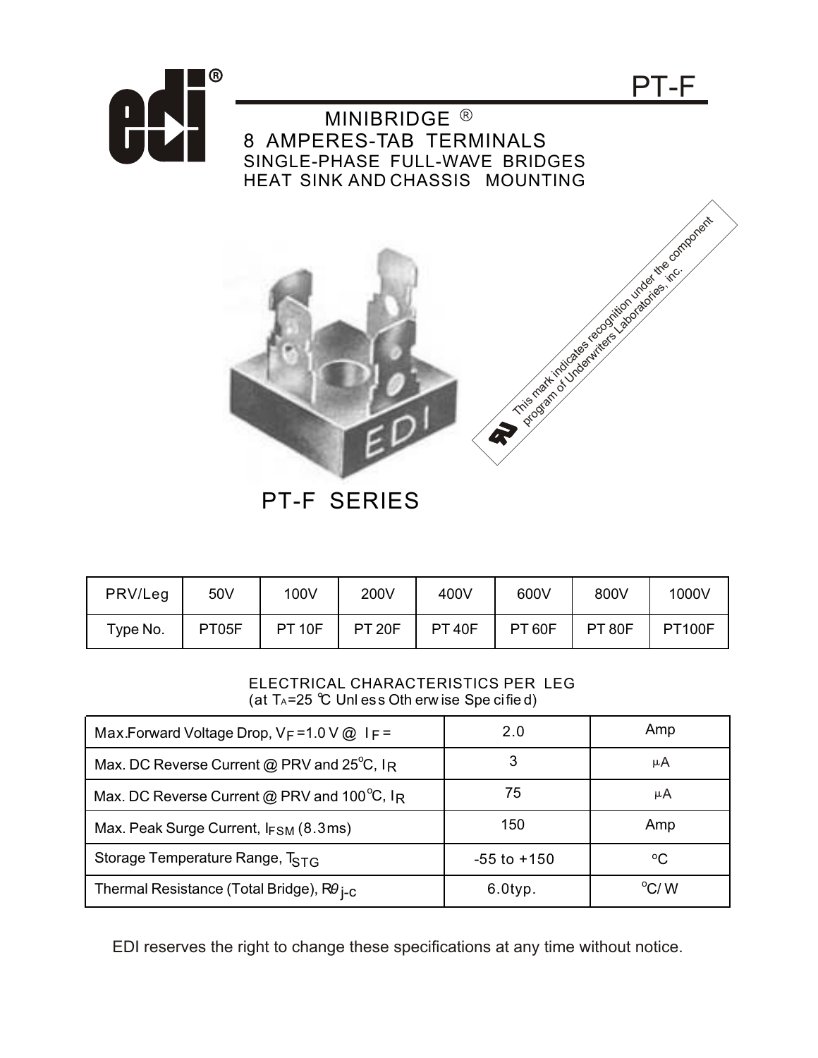# PT-F

## MINIBRIDGE ®

8 AMPERES-TAB TERMINALS
SINGLE-PHASE FULL-WAVE BRIDGES
HEAT SINK AND CHASSIS MOUNTING

This mark indicates recognition under the component program of Underwriters Laboratories, inc.

PT-F SERIES

| PRV/Leg | 50V | 100V | 200V | 400V | 600V | 800V | 1000V |
|---|---|---|---|---|---|---|---|
| Type No. | PT05F | PT 10F | PT 20F | PT 40F | PT 60F | PT 80F | PT100F |

ELECTRICAL CHARACTERISTICS PER LEG
(at $T_A$=25 ℃ Unless Otherwise Specified)

| | | |
|---|---|---|
| Max.Forward Voltage Drop, $V_F$=1.0 V @ $I_F$ = | 2.0 | Amp |
| Max. DC Reverse Current @ PRV and 25°C, $I_R$ | 3 | μA |
| Max. DC Reverse Current @ PRV and 100°C, $I_R$ | 75 | μA |
| Max. Peak Surge Current, $I_{FSM}$ (8.3ms) | 150 | Amp |
| Storage Temperature Range, $T_{STG}$ | -55 to +150 | °C |
| Thermal Resistance (Total Bridge), $R\theta_{j-c}$ | 6.0typ. | °C/ W |

EDI reserves the right to change these specifications at any time without notice.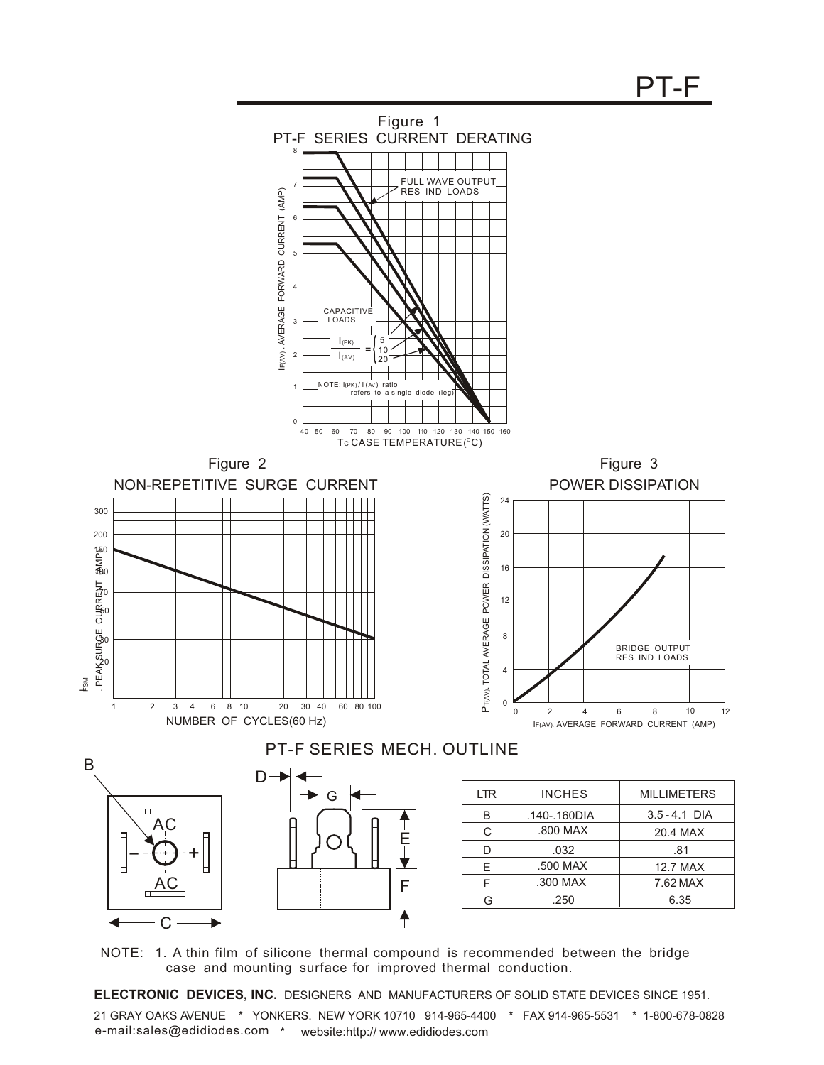# PT-F

Figure 1

PT-F SERIES CURRENT DERATING

$I_{F(AV)}$, AVERAGE FORWARD CURRENT (AMP)

0 1 2 3 4 5 6 7 8

FULL WAVE OUTPUT RES IND LOADS

CAPACITIVE LOADS

$\frac{I_{(PK)}}{I_{(AV)}} = \begin{cases} 5 \\ 10 \\ 20 \end{cases}$

NOTE: $I_{(PK)} / I_{(AV)}$ ratio refers to a single diode (leg)

40 50 60 70 80 90 100 110 120 130 140 150 160

$T_C$ CASE TEMPERATURE (°C)

Figure 2

NON-REPETITIVE SURGE CURRENT

$I_{SM}$, PEAK SURGE CURRENT (AMP)

20 30 50 70 100 150 200 300

1 2 3 4 6 8 10 20 30 40 60 80 100

NUMBER OF CYCLES(60 Hz)

Figure 3

POWER DISSIPATION

$P_{T(AV)}$, TOTAL AVERAGE POWER DISSIPATION (WATTS)

0 4 8 12 16 20 24

BRIDGE OUTPUT RES IND LOADS

0 2 4 6 8 10 12

$I_{F(AV)}$, AVERAGE FORWARD CURRENT (AMP)

## PT-F SERIES MECH. OUTLINE

B, AC, –, +, AC, C, D, G, E, F

| LTR | INCHES | MILLIMETERS |
|---|---|---|
| B | .140-.160DIA | 3.5 - 4.1 DIA |
| C | .800 MAX | 20.4 MAX |
| D | .032 | .81 |
| E | .500 MAX | 12.7 MAX |
| F | .300 MAX | 7.62 MAX |
| G | .250 | 6.35 |

NOTE: 1. A thin film of silicone thermal compound is recommended between the bridge case and mounting surface for improved thermal conduction.

**ELECTRONIC DEVICES, INC.** DESIGNERS AND MANUFACTURERS OF SOLID STATE DEVICES SINCE 1951.

21 GRAY OAKS AVENUE * YONKERS. NEW YORK 10710 914-965-4400 * FAX 914-965-5531 * 1-800-678-0828

e-mail:sales@edidiodes.com * website:http:// www.edidiodes.com